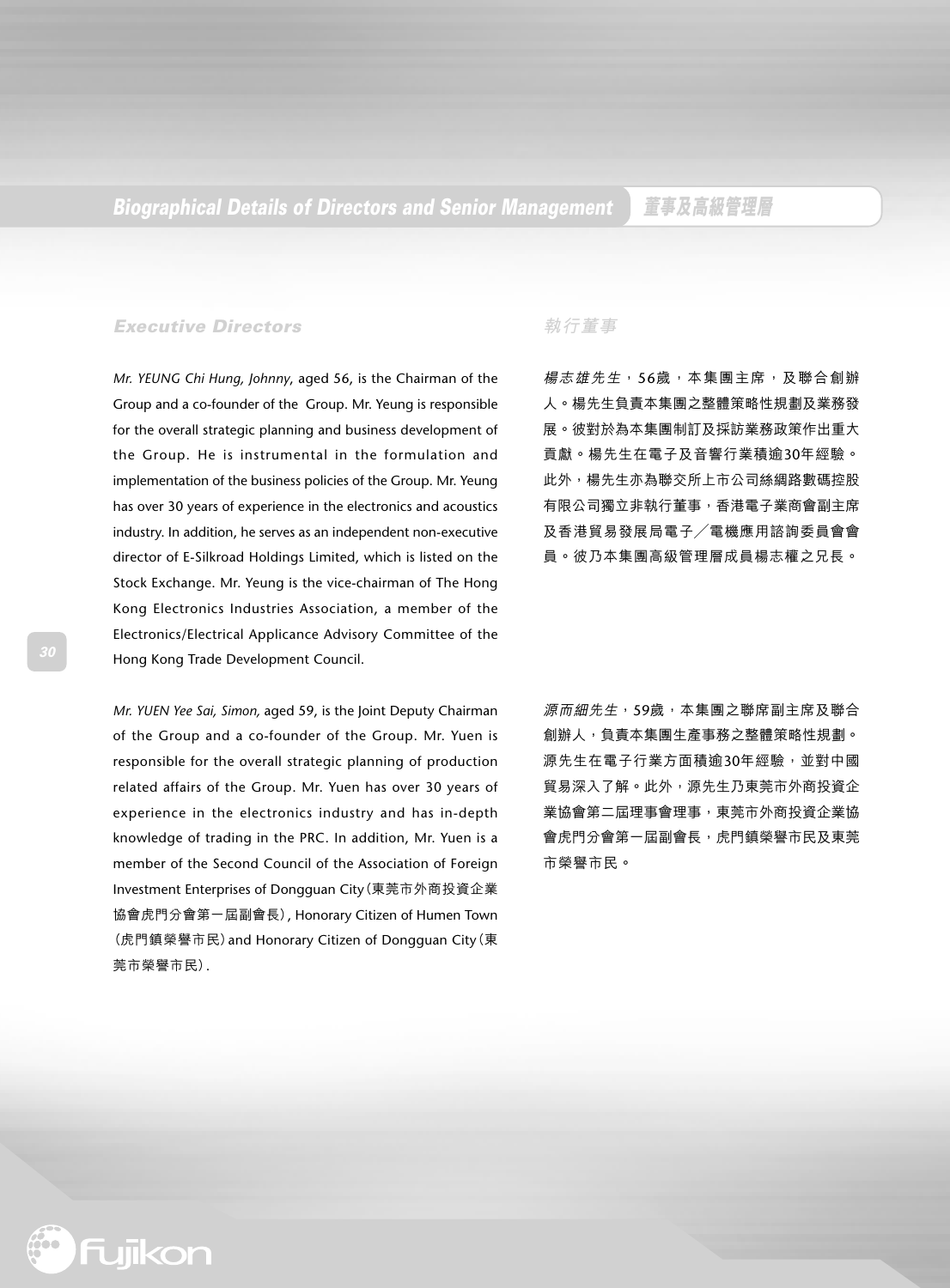# Biographical Details of Directors and Senior Management 董事及高級管理層

## Executive Directors

*Mr. YEUNG Chi Hung, Johnny*, aged 56, is the Chairman of the Group and a co-founder of the Group. Mr. Yeung is responsible for the overall strategic planning and business development of the Group. He is instrumental in the formulation and implementation of the business policies of the Group. Mr. Yeung has over 30 years of experience in the electronics and acoustics industry. In addition, he serves as an independent non-executive director of E-Silkroad Holdings Limited, which is listed on the Stock Exchange. Mr. Yeung is the vice-chairman of The Hong Kong Electronics Industries Association, a member of the Electronics/Electrical Applicance Advisory Committee of the Hong Kong Trade Development Council.

*Mr. YUEN Yee Sai, Simon,* aged 59, is the Joint Deputy Chairman of the Group and a co-founder of the Group. Mr. Yuen is responsible for the overall strategic planning of production related affairs of the Group. Mr. Yuen has over 30 years of experience in the electronics industry and has in-depth knowledge of trading in the PRC. In addition, Mr. Yuen is a member of the Second Council of the Association of Foreign Investment Enterprises of Dongguan City (東莞市外商投資企業協會虎門分會第一屆副會長), Honorary Citizen of Humen Town (虎門鎮榮譽市民) and Honorary Citizen of Dongguan City (東莞市榮譽市民).

## 執行董事

*楊志雄先生*，56歲，本集團主席，及聯合創辦人。楊先生負責本集團之整體策略性規劃及業務發展。彼對於為本集團制訂及採訪業務政策作出重大貢獻。楊先生在電子及音響行業積逾30年經驗。此外，楊先生亦為聯交所上市公司絲網路數碼控股有限公司獨立非執行董事，香港電子業商會副主席及香港貿易發展局電子╱電機應用諮詢委員會會員。彼乃本集團高級管理層成員楊志權之兄長。

*源而細先生*，59歲，本集團之聯席副主席及聯合創辦人，負責本集團生產事務之整體策略性規劃。源先生在電子行業方面積逾30年經驗，並對中國貿易深入了解。此外，源先生乃東莞市外商投資企業協會第二屆理事會理事，東莞市外商投資企業協會虎門分會第一屆副會長，虎門鎮榮譽市民及東莞市榮譽市民。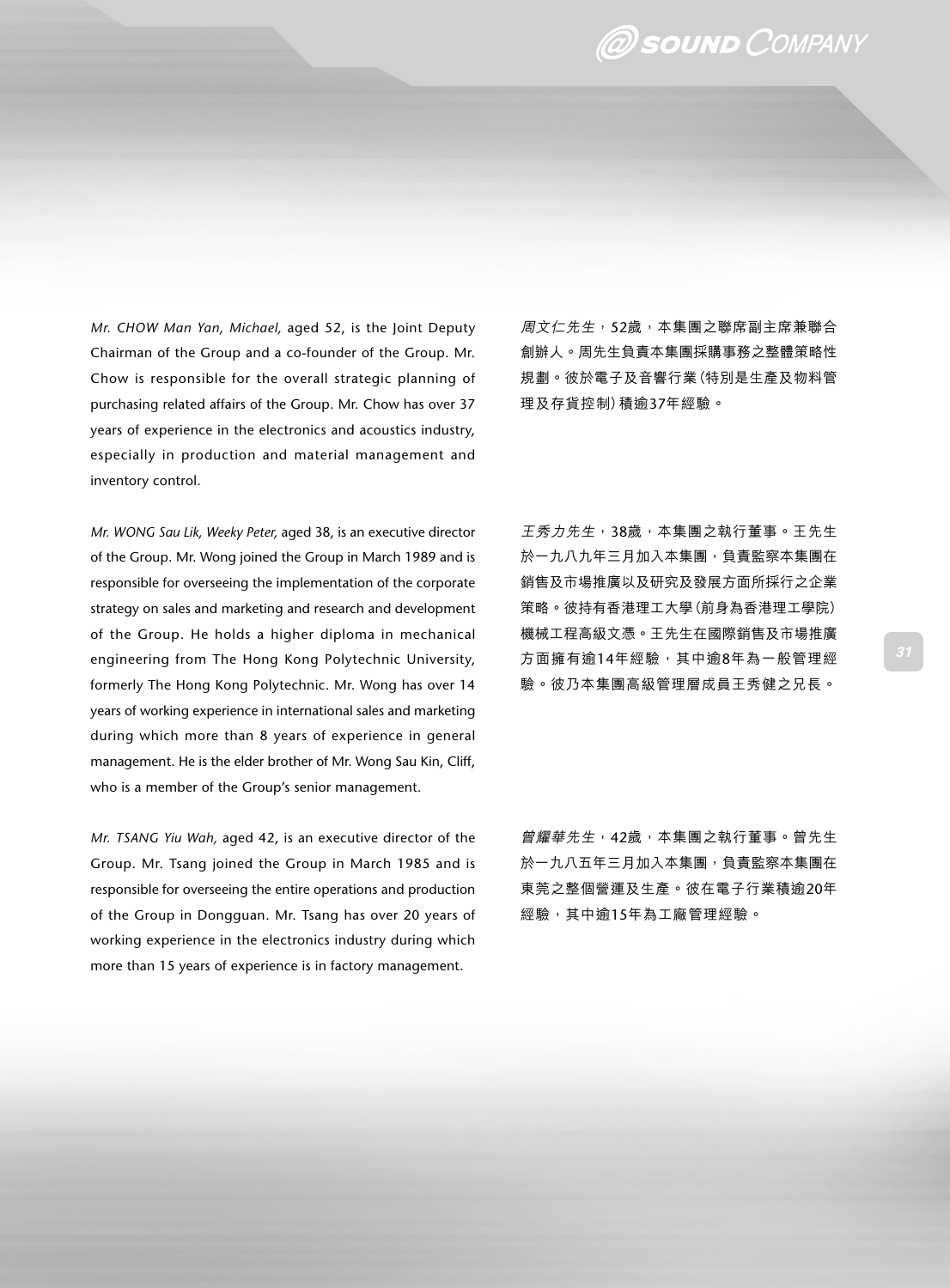*Mr. CHOW Man Yan, Michael,* aged 52, is the Joint Deputy Chairman of the Group and a co-founder of the Group. Mr. Chow is responsible for the overall strategic planning of purchasing related affairs of the Group. Mr. Chow has over 37 years of experience in the electronics and acoustics industry, especially in production and material management and inventory control.

*周文仁先生*，52歲，本集團之聯席副主席兼聯合創辦人。周先生負責本集團採購事務之整體策略性規劃。彼於電子及音響行業(特別是生產及物料管理及存貨控制)積逾37年經驗。

*Mr. WONG Sau Lik, Weeky Peter,* aged 38, is an executive director of the Group. Mr. Wong joined the Group in March 1989 and is responsible for overseeing the implementation of the corporate strategy on sales and marketing and research and development of the Group. He holds a higher diploma in mechanical engineering from The Hong Kong Polytechnic University, formerly The Hong Kong Polytechnic. Mr. Wong has over 14 years of working experience in international sales and marketing during which more than 8 years of experience in general management. He is the elder brother of Mr. Wong Sau Kin, Cliff, who is a member of the Group's senior management.

*王秀力先生*，38歲，本集團之執行董事。王先生於一九八九年三月加入本集團，負責監察本集團在銷售及市場推廣以及研究及發展方面所採行之企業策略。彼持有香港理工大學(前身為香港理工學院)機械工程高級文憑。王先生在國際銷售及市場推廣方面擁有逾14年經驗，其中逾8年為一般管理經驗。彼乃本集團高級管理層成員王秀健之兄長。

*Mr. TSANG Yiu Wah,* aged 42, is an executive director of the Group. Mr. Tsang joined the Group in March 1985 and is responsible for overseeing the entire operations and production of the Group in Dongguan. Mr. Tsang has over 20 years of working experience in the electronics industry during which more than 15 years of experience is in factory management.

*曾耀華先生*，42歲，本集團之執行董事。曾先生於一九八五年三月加入本集團，負責監察本集團在東莞之整個營運及生產。彼在電子行業積逾20年經驗，其中逾15年為工廠管理經驗。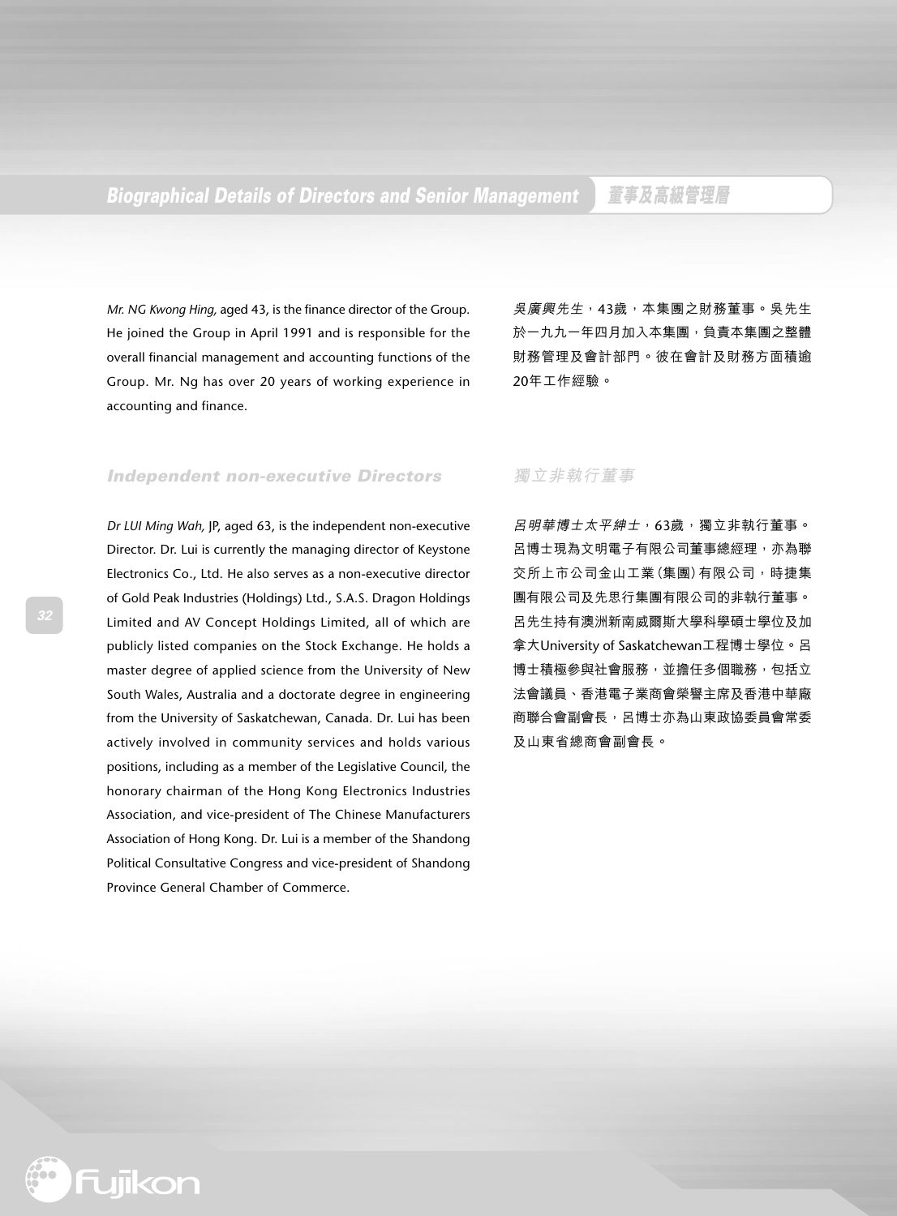## Biographical Details of Directors and Senior Management 董事及高級管理層

*Mr. NG Kwong Hing,* aged 43, is the finance director of the Group. He joined the Group in April 1991 and is responsible for the overall financial management and accounting functions of the Group. Mr. Ng has over 20 years of working experience in accounting and finance.

*吳廣興先生*，43歲，本集團之財務董事。吳先生於一九九一年四月加入本集團，負責本集團之整體財務管理及會計部門。彼在會計及財務方面積逾20年工作經驗。

### Independent non-executive Directors

*Dr LUI Ming Wah,* JP, aged 63, is the independent non-executive Director. Dr. Lui is currently the managing director of Keystone Electronics Co., Ltd. He also serves as a non-executive director of Gold Peak Industries (Holdings) Ltd., S.A.S. Dragon Holdings Limited and AV Concept Holdings Limited, all of which are publicly listed companies on the Stock Exchange. He holds a master degree of applied science from the University of New South Wales, Australia and a doctorate degree in engineering from the University of Saskatchewan, Canada. Dr. Lui has been actively involved in community services and holds various positions, including as a member of the Legislative Council, the honorary chairman of the Hong Kong Electronics Industries Association, and vice-president of The Chinese Manufacturers Association of Hong Kong. Dr. Lui is a member of the Shandong Political Consultative Congress and vice-president of Shandong Province General Chamber of Commerce.

### 獨立非執行董事

*呂明華博士太平紳士*，63歲，獨立非執行董事。呂博士現為文明電子有限公司董事總經理，亦為聯交所上市公司金山工業(集團)有限公司，時捷集團有限公司及先思行集團有限公司的非執行董事。呂先生持有澳洲新南威爾斯大學科學碩士學位及加拿大University of Saskatchewan工程博士學位。呂博士積極參與社會服務，並擔任多個職務，包括立法會議員、香港電子業商會榮譽主席及香港中華廠商聯合會副會長，呂博士亦為山東政協委員會常委及山東省總商會副會長。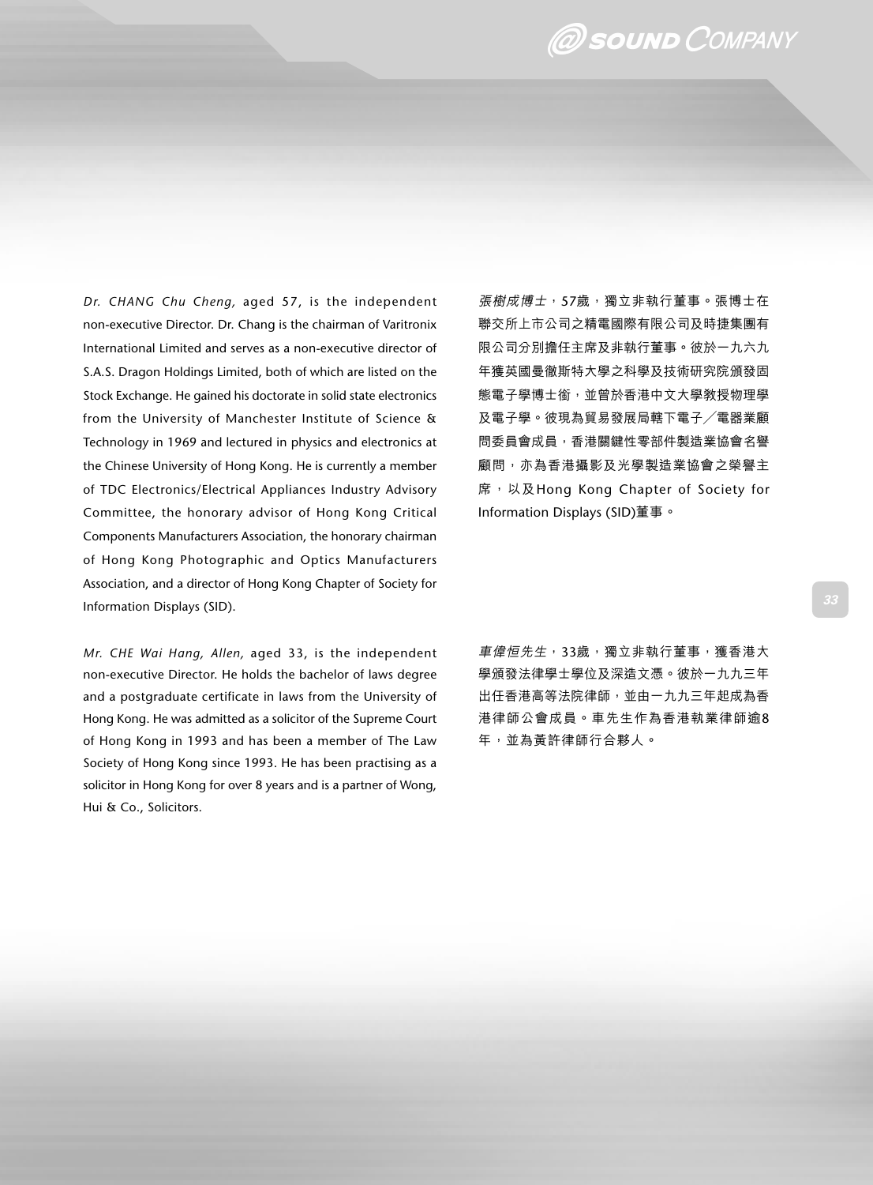*Dr. CHANG Chu Cheng,* aged 57, is the independent non-executive Director. Dr. Chang is the chairman of Varitronix International Limited and serves as a non-executive director of S.A.S. Dragon Holdings Limited, both of which are listed on the Stock Exchange. He gained his doctorate in solid state electronics from the University of Manchester Institute of Science & Technology in 1969 and lectured in physics and electronics at the Chinese University of Hong Kong. He is currently a member of TDC Electronics/Electrical Appliances Industry Advisory Committee, the honorary advisor of Hong Kong Critical Components Manufacturers Association, the honorary chairman of Hong Kong Photographic and Optics Manufacturers Association, and a director of Hong Kong Chapter of Society for Information Displays (SID).

*張樹成博士*，57歲，獨立非執行董事。張博士在聯交所上市公司之精電國際有限公司及時捷集團有限公司分別擔任主席及非執行董事。彼於一九六九年獲英國曼徹斯特大學之科學及技術研究院頒發固態電子學博士銜，並曾於香港中文大學教授物理學及電子學。彼現為貿易發展局轄下電子／電器業顧問委員會成員，香港關鍵性零部件製造業協會名譽顧問，亦為香港攝影及光學製造業協會之榮譽主席，以及Hong Kong Chapter of Society for Information Displays (SID)董事。

*Mr. CHE Wai Hang, Allen,* aged 33, is the independent non-executive Director. He holds the bachelor of laws degree and a postgraduate certificate in laws from the University of Hong Kong. He was admitted as a solicitor of the Supreme Court of Hong Kong in 1993 and has been a member of The Law Society of Hong Kong since 1993. He has been practising as a solicitor in Hong Kong for over 8 years and is a partner of Wong, Hui & Co., Solicitors.

*車偉恒先生*，33歲，獨立非執行董事，獲香港大學頒發法律學士學位及深造文憑。彼於一九九三年出任香港高等法院律師，並由一九九三年起成為香港律師公會成員。車先生作為香港執業律師逾8年，並為黃許律師行合夥人。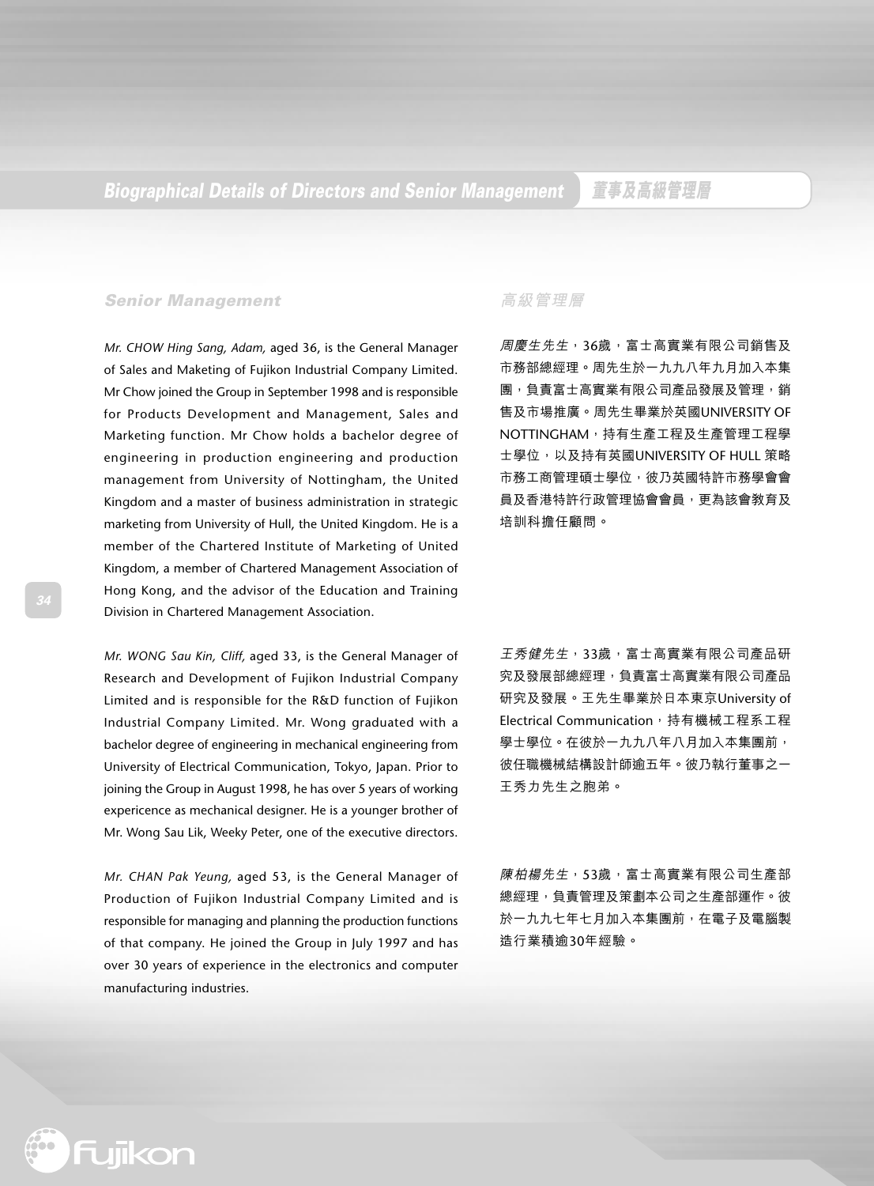## Senior Management

*Mr. CHOW Hing Sang, Adam,* aged 36, is the General Manager of Sales and Maketing of Fujikon Industrial Company Limited. Mr Chow joined the Group in September 1998 and is responsible for Products Development and Management, Sales and Marketing function. Mr Chow holds a bachelor degree of engineering in production engineering and production management from University of Nottingham, the United Kingdom and a master of business administration in strategic marketing from University of Hull, the United Kingdom. He is a member of the Chartered Institute of Marketing of United Kingdom, a member of Chartered Management Association of Hong Kong, and the advisor of the Education and Training Division in Chartered Management Association.

*Mr. WONG Sau Kin, Cliff,* aged 33, is the General Manager of Research and Development of Fujikon Industrial Company Limited and is responsible for the R&D function of Fujikon Industrial Company Limited. Mr. Wong graduated with a bachelor degree of engineering in mechanical engineering from University of Electrical Communication, Tokyo, Japan. Prior to joining the Group in August 1998, he has over 5 years of working expericence as mechanical designer. He is a younger brother of Mr. Wong Sau Lik, Weeky Peter, one of the executive directors.

*Mr. CHAN Pak Yeung,* aged 53, is the General Manager of Production of Fujikon Industrial Company Limited and is responsible for managing and planning the production functions of that company. He joined the Group in July 1997 and has over 30 years of experience in the electronics and computer manufacturing industries.

## 高級管理層

*周慶生先生*，36歲，富士高實業有限公司銷售及市務部總經理。周先生於一九九八年九月加入本集團，負責富士高實業有限公司產品發展及管理，銷售及市場推廣。周先生畢業於英國UNIVERSITY OF NOTTINGHAM，持有生產工程及生產管理工程學士學位，以及持有英國UNIVERSITY OF HULL 策略市務工商管理碩士學位，彼乃英國特許市務學會會員及香港特許行政管理協會會員，更為該會教育及培訓科擔任顧問。

*王秀健先生*，33歲，富士高實業有限公司產品研究及發展部總經理，負責富士高實業有限公司產品研究及發展。王先生畢業於日本東京University of Electrical Communication，持有機械工程系工程學士學位。在彼於一九九八年八月加入本集團前，彼任職機械結構設計師逾五年。彼乃執行董事之一王秀力先生之胞弟。

*陳柏楊先生*，53歲，富士高實業有限公司生產部總經理，負責管理及策劃本公司之生產部運作。彼於一九九七年七月加入本集團前，在電子及電腦製造行業積逾30年經驗。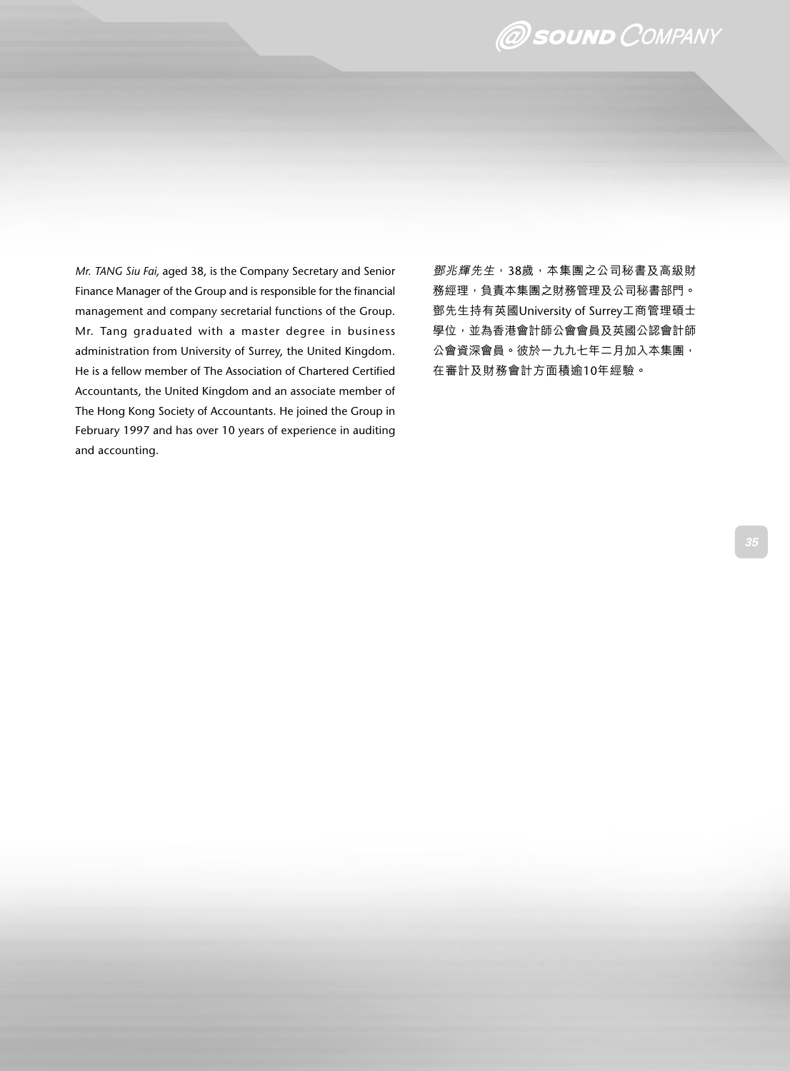*Mr. TANG Siu Fai*, aged 38, is the Company Secretary and Senior Finance Manager of the Group and is responsible for the financial management and company secretarial functions of the Group. Mr. Tang graduated with a master degree in business administration from University of Surrey, the United Kingdom. He is a fellow member of The Association of Chartered Certified Accountants, the United Kingdom and an associate member of The Hong Kong Society of Accountants. He joined the Group in February 1997 and has over 10 years of experience in auditing and accounting.

*鄧兆輝先生*，38歲，本集團之公司秘書及高級財務經理，負責本集團之財務管理及公司秘書部門。鄧先生持有英國University of Surrey工商管理碩士學位，並為香港會計師公會會員及英國公認會計師公會資深會員。彼於一九九七年二月加入本集團，在審計及財務會計方面積逾10年經驗。